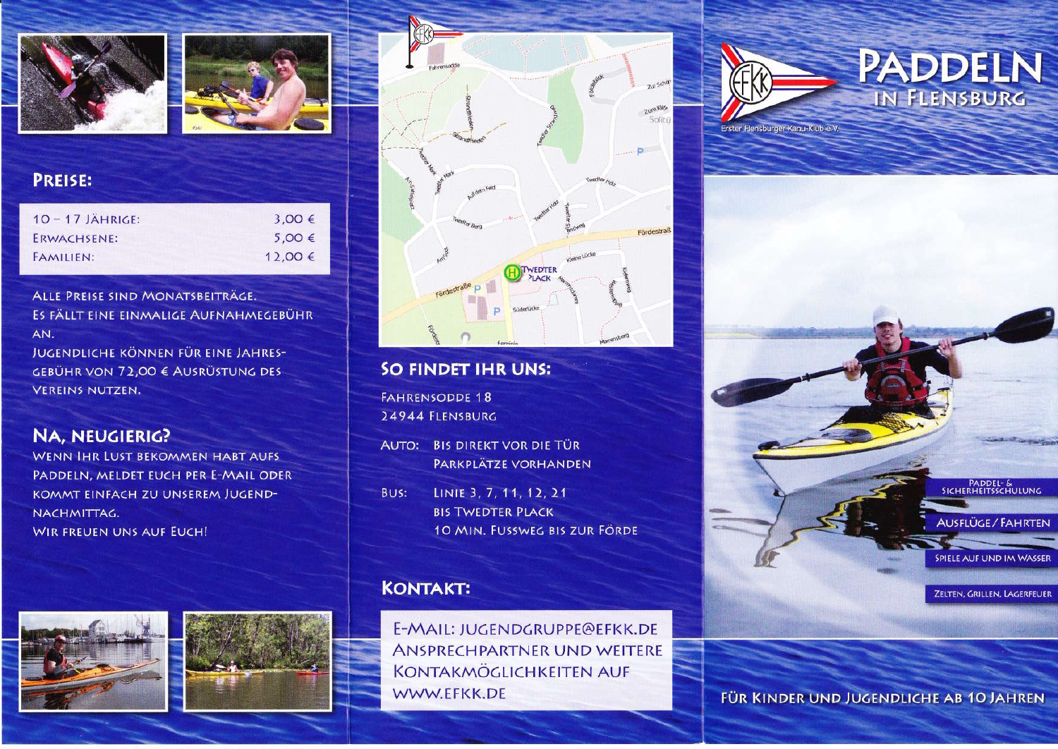# Paddeln in Flensburg

Erster Flensburger Kanu-Klub e.V.

- Paddel- & Sicherheitsschulung
- Ausflüge / Fahrten
- Spiele auf und im Wasser
- Zelten, Grillen, Lagerfeuer

Für Kinder und Jugendliche ab 10 Jahren

## Preise:

| | |
|---|---|
| 10 – 17 Jährige: | 3,00 € |
| Erwachsene: | 5,00 € |
| Familien: | 12,00 € |

Alle Preise sind Monatsbeiträge.
Es fällt eine einmalige Aufnahmegebühr an.
Jugendliche können für eine Jahresgebühr von 72,00 € Ausrüstung des Vereins nutzen.

## Na, neugierig?

Wenn ihr Lust bekommen habt aufs Paddeln, meldet euch per E-Mail oder kommt einfach zu unserem Jugendnachmittag.
Wir freuen uns auf Euch!

## So findet ihr uns:

Fahrensodde 18
24944 Flensburg

Auto: Bis direkt vor die Tür
Parkplätze vorhanden

Bus: Linie 3, 7, 11, 12, 21
bis Twedter Plack
10 Min. Fussweg bis zur Förde

## Kontakt:

E-Mail: jugendgruppe@efkk.de
Ansprechpartner und weitere Kontakmöglichkeiten auf www.efkk.de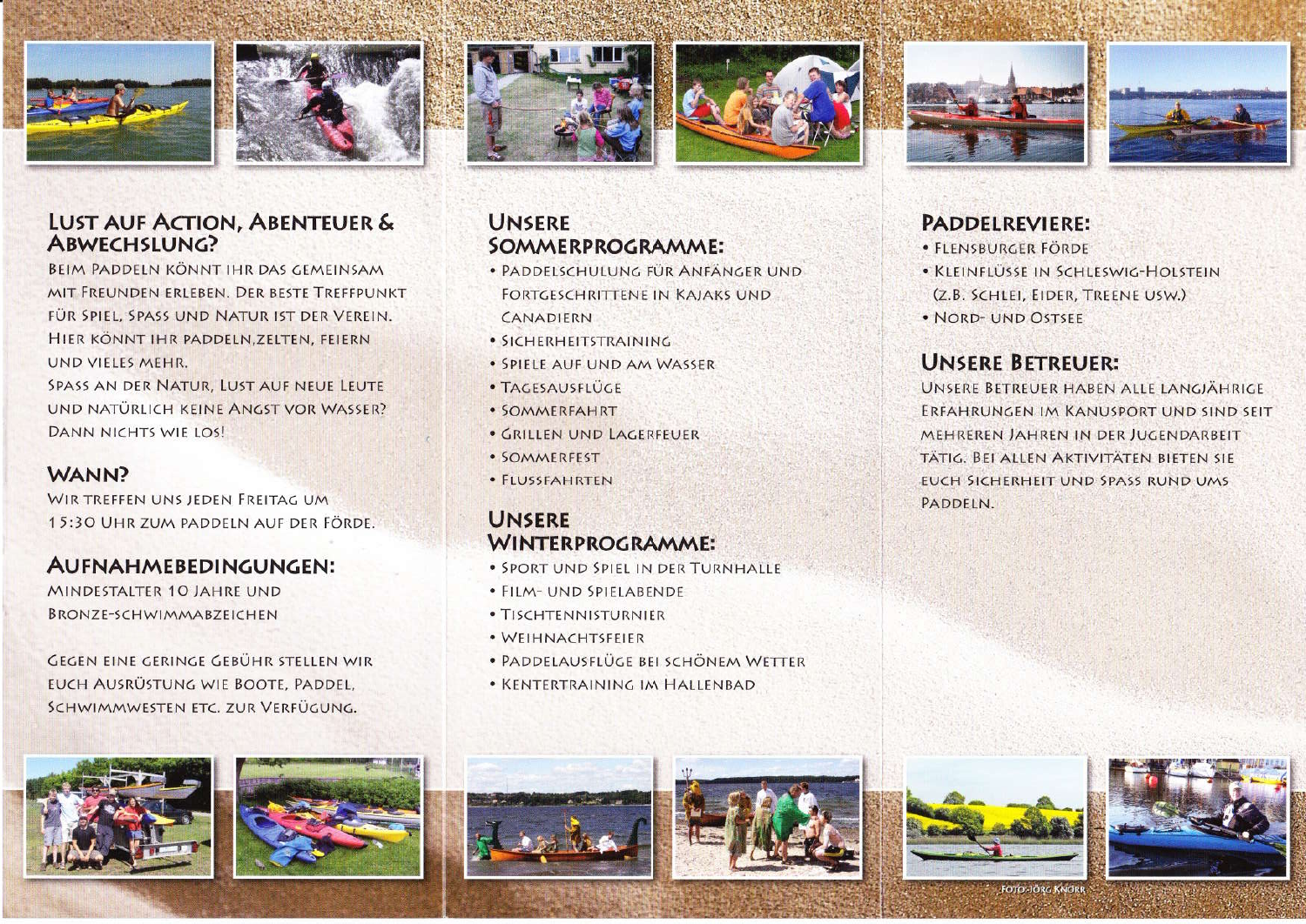## Lust auf Action, Abenteuer & Abwechslung?

Beim Paddeln könnt ihr das gemeinsam mit Freunden erleben. Der beste Treffpunkt für Spiel, Spass und Natur ist der Verein. Hier könnt ihr paddeln, zelten, feiern und vieles mehr.

Spass an der Natur, Lust auf neue Leute und natürlich keine Angst vor Wasser? Dann nichts wie los!

## Wann?

Wir treffen uns jeden Freitag um 15:30 Uhr zum Paddeln auf der Förde.

## Aufnahmebedingungen:

Mindestalter 10 Jahre und Bronze-Schwimmabzeichen

Gegen eine geringe Gebühr stellen wir euch Ausrüstung wie Boote, Paddel, Schwimmwesten etc. zur Verfügung.

## Unsere Sommerprogramme:

- Paddelschulung für Anfänger und Fortgeschrittene in Kajaks und Canadiern
- Sicherheitstraining
- Spiele auf und am Wasser
- Tagesausflüge
- Sommerfahrt
- Grillen und Lagerfeuer
- Sommerfest
- Flussfahrten

## Unsere Winterprogramme:

- Sport und Spiel in der Turnhalle
- Film- und Spielabende
- Tischtennisturnier
- Weihnachtsfeier
- Paddelausflüge bei schönem Wetter
- Kentertraining im Hallenbad

## Paddelreviere:

- Flensburger Förde
- Kleinflüsse in Schleswig-Holstein (z.B. Schlei, Eider, Treene usw.)
- Nord- und Ostsee

## Unsere Betreuer:

Unsere Betreuer haben alle langjährige Erfahrungen im Kanusport und sind seit mehreren Jahren in der Jugendarbeit tätig. Bei allen Aktivitäten bieten sie euch Sicherheit und Spass rund ums Paddeln.

Foto: Jörg Knorr